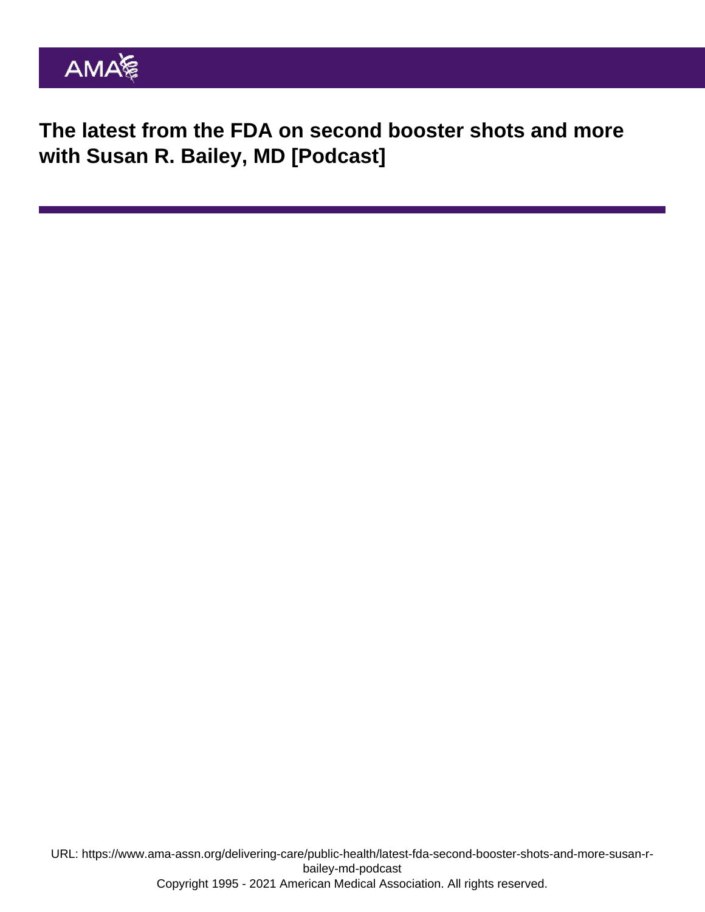# The latest from the FDA on second booster shots and more with Susan R. Bailey, MD [Podcast]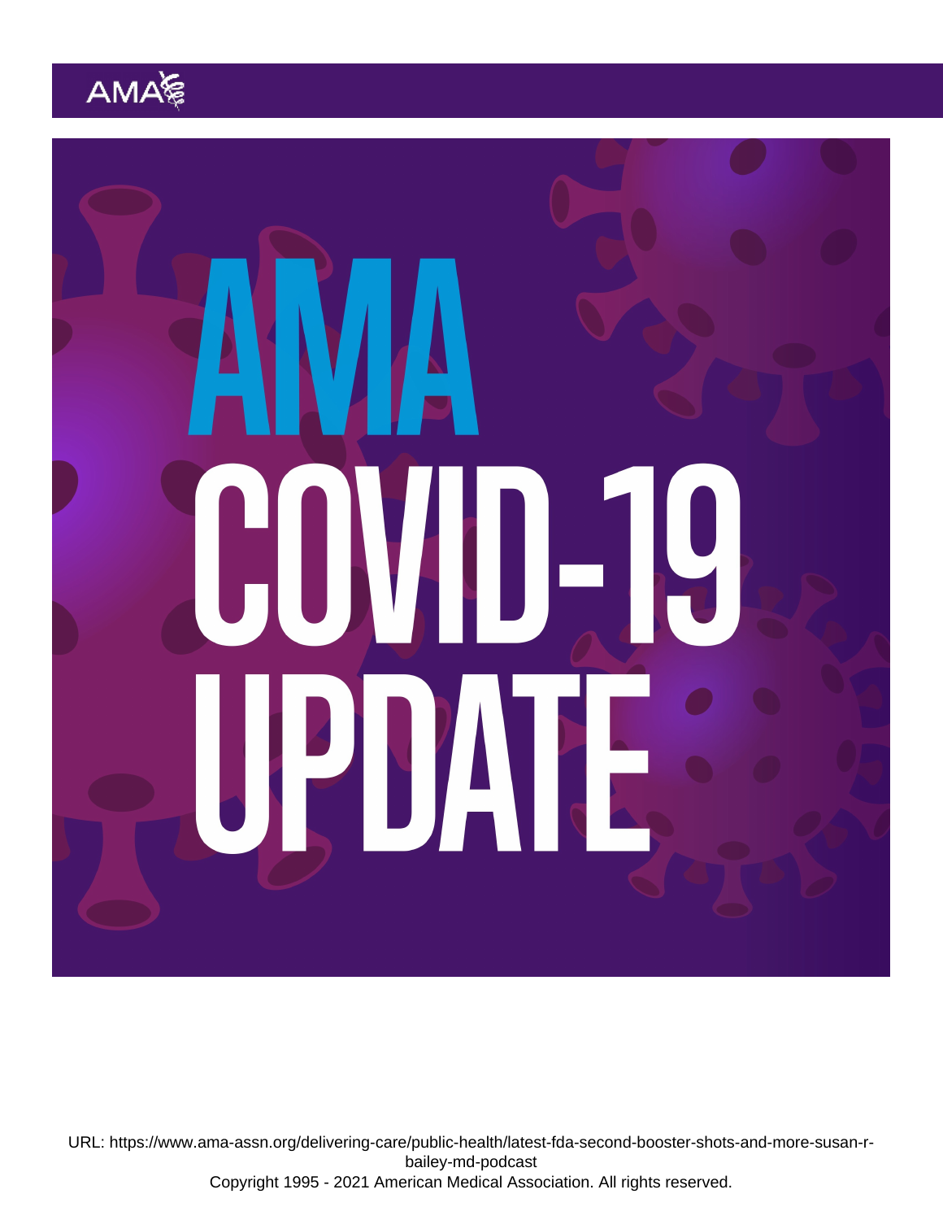AMA

COVID-19

UPDATE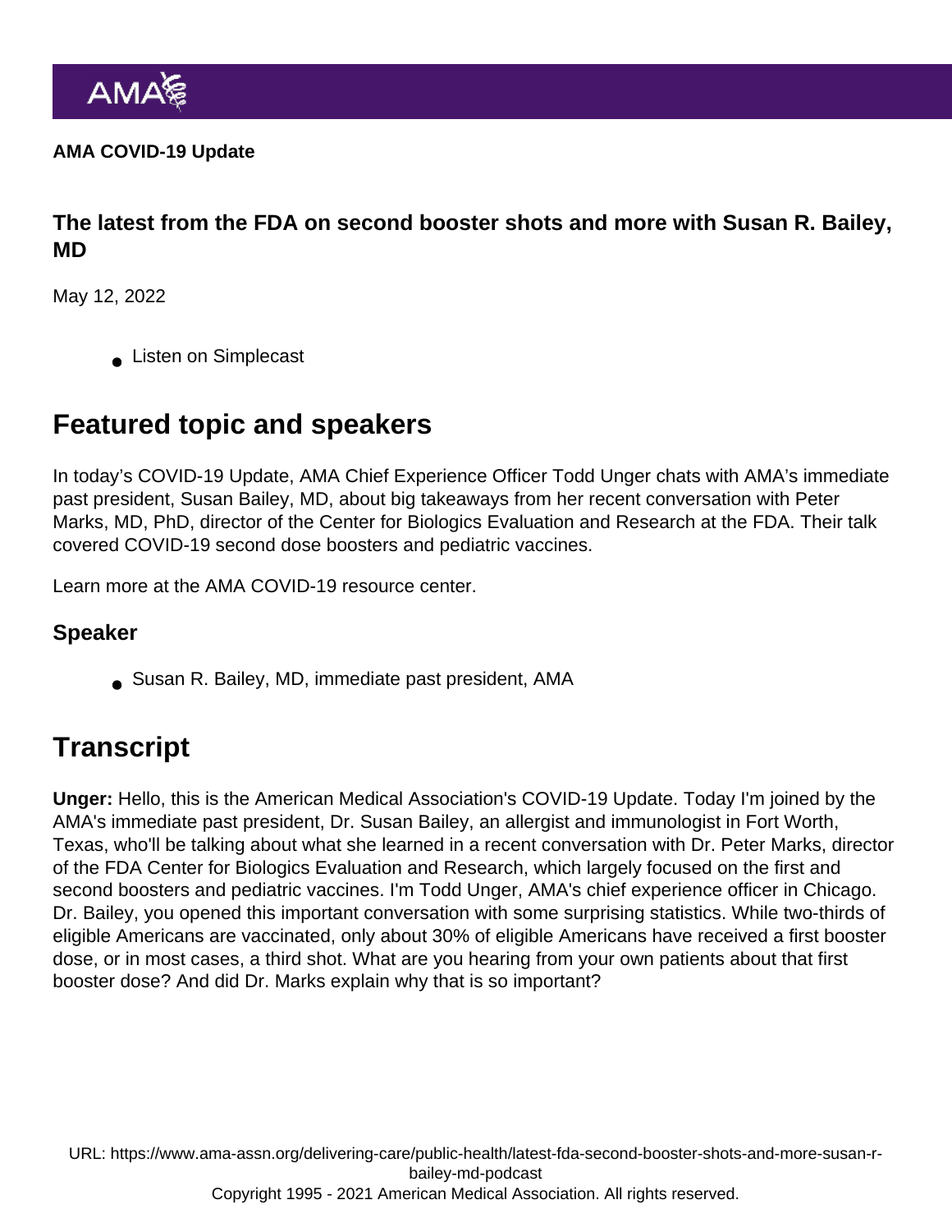AMA COVID-19 Update

**The latest from the FDA on second booster shots and more with Susan R. Bailey, MD**

May 12, 2022

- Listen on Simplecast

## Featured topic and speakers

In today's COVID-19 Update, AMA Chief Experience Officer Todd Unger chats with AMA's immediate past president, Susan Bailey, MD, about big takeaways from her recent conversation with Peter Marks, MD, PhD, director of the Center for Biologics Evaluation and Research at the FDA. Their talk covered COVID-19 second dose boosters and pediatric vaccines.

Learn more at the AMA COVID-19 resource center.

### Speaker

- Susan R. Bailey, MD, immediate past president, AMA

## Transcript

**Unger:** Hello, this is the American Medical Association's COVID-19 Update. Today I'm joined by the AMA's immediate past president, Dr. Susan Bailey, an allergist and immunologist in Fort Worth, Texas, who'll be talking about what she learned in a recent conversation with Dr. Peter Marks, director of the FDA Center for Biologics Evaluation and Research, which largely focused on the first and second boosters and pediatric vaccines. I'm Todd Unger, AMA's chief experience officer in Chicago. Dr. Bailey, you opened this important conversation with some surprising statistics. While two-thirds of eligible Americans are vaccinated, only about 30% of eligible Americans have received a first booster dose, or in most cases, a third shot. What are you hearing from your own patients about that first booster dose? And did Dr. Marks explain why that is so important?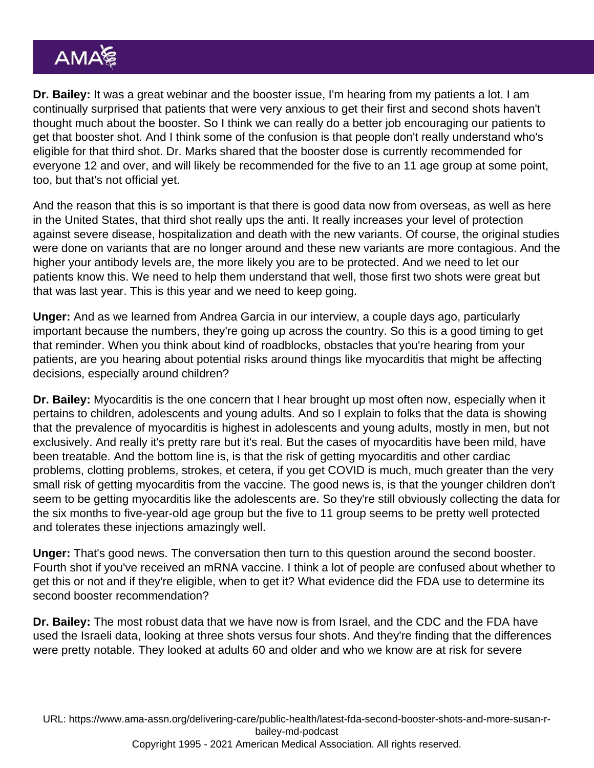**Dr. Bailey:** It was a great webinar and the booster issue, I'm hearing from my patients a lot. I am continually surprised that patients that were very anxious to get their first and second shots haven't thought much about the booster. So I think we can really do a better job encouraging our patients to get that booster shot. And I think some of the confusion is that people don't really understand who's eligible for that third shot. Dr. Marks shared that the booster dose is currently recommended for everyone 12 and over, and will likely be recommended for the five to an 11 age group at some point, too, but that's not official yet.

And the reason that this is so important is that there is good data now from overseas, as well as here in the United States, that third shot really ups the anti. It really increases your level of protection against severe disease, hospitalization and death with the new variants. Of course, the original studies were done on variants that are no longer around and these new variants are more contagious. And the higher your antibody levels are, the more likely you are to be protected. And we need to let our patients know this. We need to help them understand that well, those first two shots were great but that was last year. This is this year and we need to keep going.

**Unger:** And as we learned from Andrea Garcia in our interview, a couple days ago, particularly important because the numbers, they're going up across the country. So this is a good timing to get that reminder. When you think about kind of roadblocks, obstacles that you're hearing from your patients, are you hearing about potential risks around things like myocarditis that might be affecting decisions, especially around children?

**Dr. Bailey:** Myocarditis is the one concern that I hear brought up most often now, especially when it pertains to children, adolescents and young adults. And so I explain to folks that the data is showing that the prevalence of myocarditis is highest in adolescents and young adults, mostly in men, but not exclusively. And really it's pretty rare but it's real. But the cases of myocarditis have been mild, have been treatable. And the bottom line is, is that the risk of getting myocarditis and other cardiac problems, clotting problems, strokes, et cetera, if you get COVID is much, much greater than the very small risk of getting myocarditis from the vaccine. The good news is, is that the younger children don't seem to be getting myocarditis like the adolescents are. So they're still obviously collecting the data for the six months to five-year-old age group but the five to 11 group seems to be pretty well protected and tolerates these injections amazingly well.

**Unger:** That's good news. The conversation then turn to this question around the second booster. Fourth shot if you've received an mRNA vaccine. I think a lot of people are confused about whether to get this or not and if they're eligible, when to get it? What evidence did the FDA use to determine its second booster recommendation?

**Dr. Bailey:** The most robust data that we have now is from Israel, and the CDC and the FDA have used the Israeli data, looking at three shots versus four shots. And they're finding that the differences were pretty notable. They looked at adults 60 and older and who we know are at risk for severe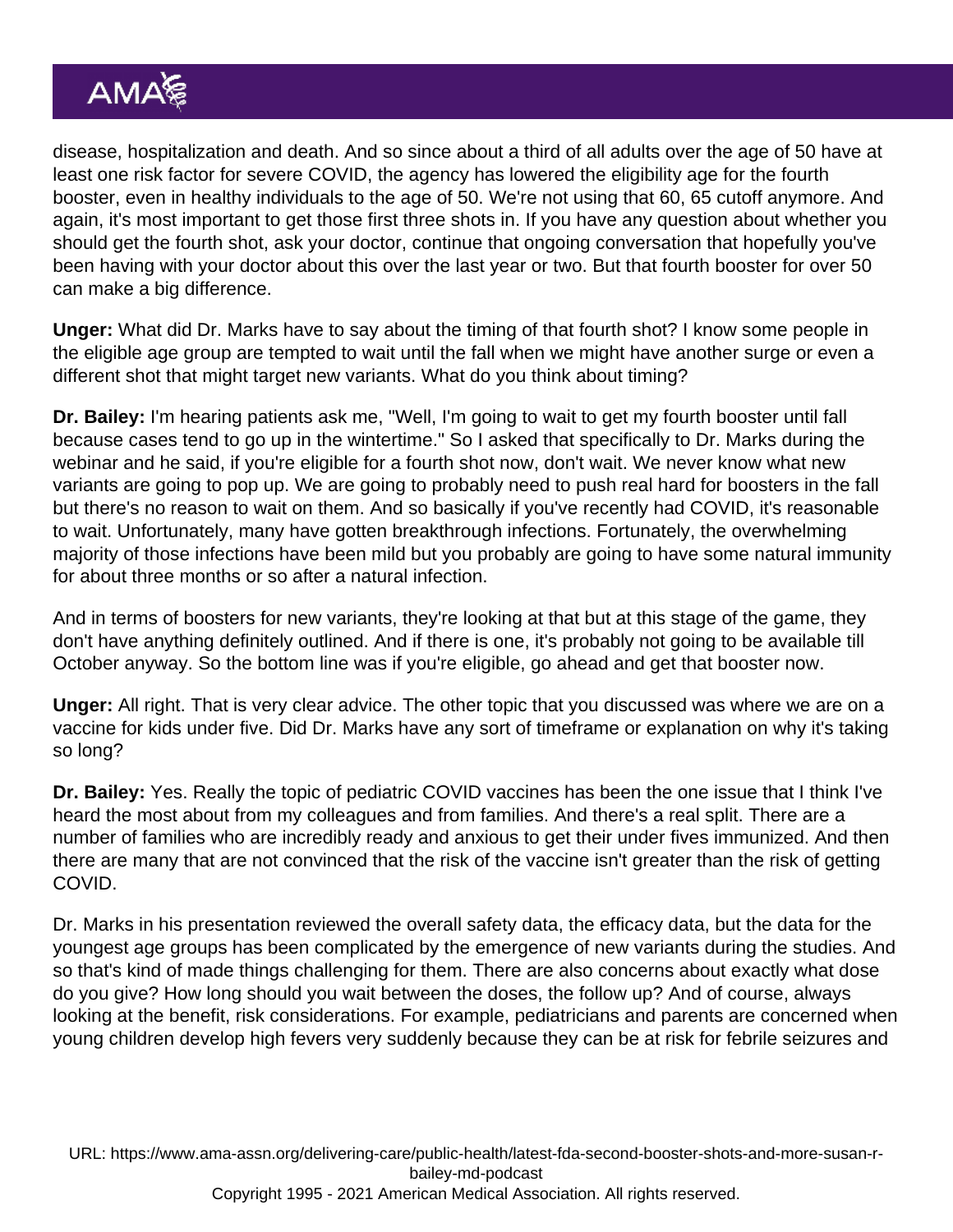disease, hospitalization and death. And so since about a third of all adults over the age of 50 have at least one risk factor for severe COVID, the agency has lowered the eligibility age for the fourth booster, even in healthy individuals to the age of 50. We're not using that 60, 65 cutoff anymore. And again, it's most important to get those first three shots in. If you have any question about whether you should get the fourth shot, ask your doctor, continue that ongoing conversation that hopefully you've been having with your doctor about this over the last year or two. But that fourth booster for over 50 can make a big difference.

**Unger:** What did Dr. Marks have to say about the timing of that fourth shot? I know some people in the eligible age group are tempted to wait until the fall when we might have another surge or even a different shot that might target new variants. What do you think about timing?

**Dr. Bailey:** I'm hearing patients ask me, "Well, I'm going to wait to get my fourth booster until fall because cases tend to go up in the wintertime." So I asked that specifically to Dr. Marks during the webinar and he said, if you're eligible for a fourth shot now, don't wait. We never know what new variants are going to pop up. We are going to probably need to push real hard for boosters in the fall but there's no reason to wait on them. And so basically if you've recently had COVID, it's reasonable to wait. Unfortunately, many have gotten breakthrough infections. Fortunately, the overwhelming majority of those infections have been mild but you probably are going to have some natural immunity for about three months or so after a natural infection.

And in terms of boosters for new variants, they're looking at that but at this stage of the game, they don't have anything definitely outlined. And if there is one, it's probably not going to be available till October anyway. So the bottom line was if you're eligible, go ahead and get that booster now.

**Unger:** All right. That is very clear advice. The other topic that you discussed was where we are on a vaccine for kids under five. Did Dr. Marks have any sort of timeframe or explanation on why it's taking so long?

**Dr. Bailey:** Yes. Really the topic of pediatric COVID vaccines has been the one issue that I think I've heard the most about from my colleagues and from families. And there's a real split. There are a number of families who are incredibly ready and anxious to get their under fives immunized. And then there are many that are not convinced that the risk of the vaccine isn't greater than the risk of getting COVID.

Dr. Marks in his presentation reviewed the overall safety data, the efficacy data, but the data for the youngest age groups has been complicated by the emergence of new variants during the studies. And so that's kind of made things challenging for them. There are also concerns about exactly what dose do you give? How long should you wait between the doses, the follow up? And of course, always looking at the benefit, risk considerations. For example, pediatricians and parents are concerned when young children develop high fevers very suddenly because they can be at risk for febrile seizures and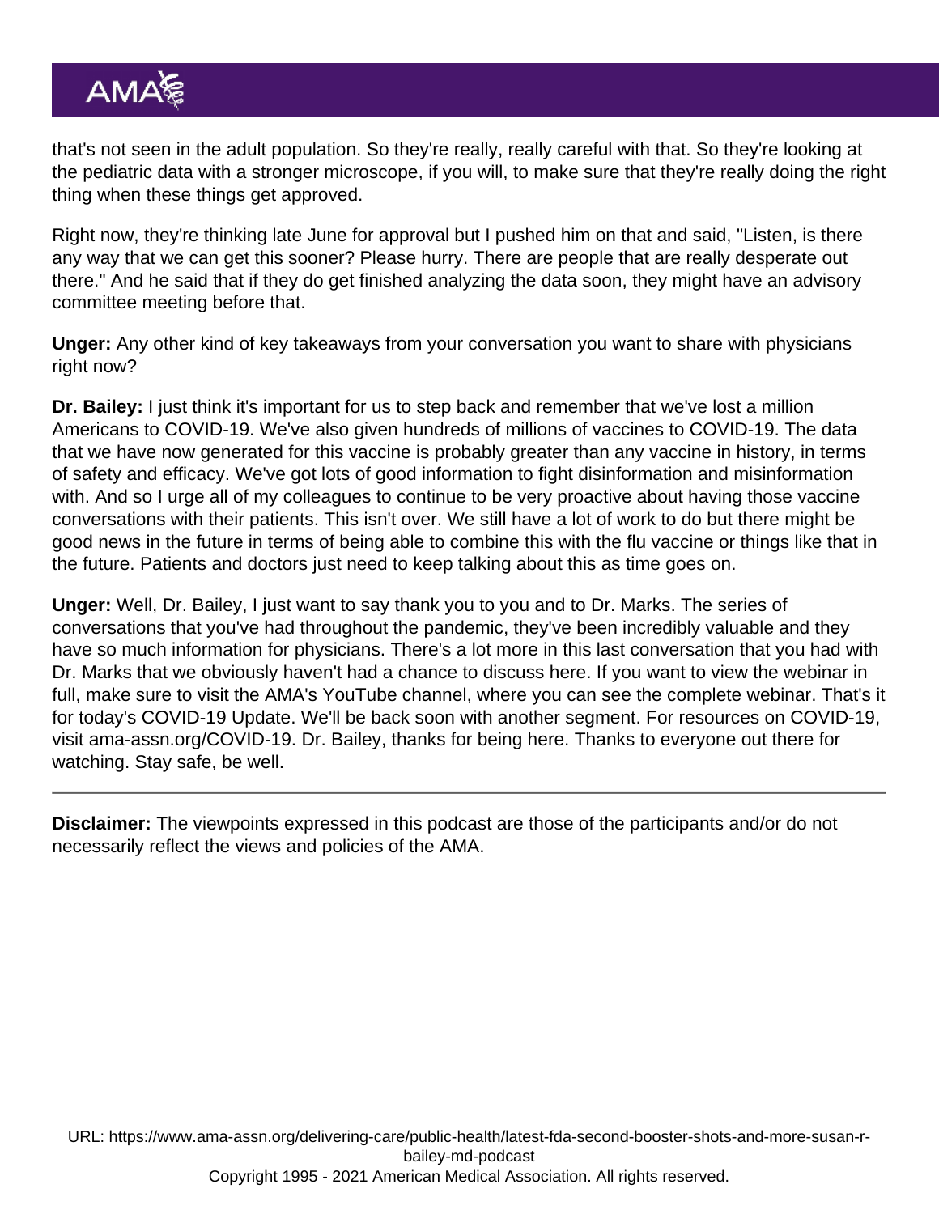that's not seen in the adult population. So they're really, really careful with that. So they're looking at the pediatric data with a stronger microscope, if you will, to make sure that they're really doing the right thing when these things get approved.

Right now, they're thinking late June for approval but I pushed him on that and said, "Listen, is there any way that we can get this sooner? Please hurry. There are people that are really desperate out there." And he said that if they do get finished analyzing the data soon, they might have an advisory committee meeting before that.

**Unger:** Any other kind of key takeaways from your conversation you want to share with physicians right now?

**Dr. Bailey:** I just think it's important for us to step back and remember that we've lost a million Americans to COVID-19. We've also given hundreds of millions of vaccines to COVID-19. The data that we have now generated for this vaccine is probably greater than any vaccine in history, in terms of safety and efficacy. We've got lots of good information to fight disinformation and misinformation with. And so I urge all of my colleagues to continue to be very proactive about having those vaccine conversations with their patients. This isn't over. We still have a lot of work to do but there might be good news in the future in terms of being able to combine this with the flu vaccine or things like that in the future. Patients and doctors just need to keep talking about this as time goes on.

**Unger:** Well, Dr. Bailey, I just want to say thank you to you and to Dr. Marks. The series of conversations that you've had throughout the pandemic, they've been incredibly valuable and they have so much information for physicians. There's a lot more in this last conversation that you had with Dr. Marks that we obviously haven't had a chance to discuss here. If you want to view the webinar in full, make sure to visit the AMA's YouTube channel, where you can see the complete webinar. That's it for today's COVID-19 Update. We'll be back soon with another segment. For resources on COVID-19, visit ama-assn.org/COVID-19. Dr. Bailey, thanks for being here. Thanks to everyone out there for watching. Stay safe, be well.

---

**Disclaimer:** The viewpoints expressed in this podcast are those of the participants and/or do not necessarily reflect the views and policies of the AMA.